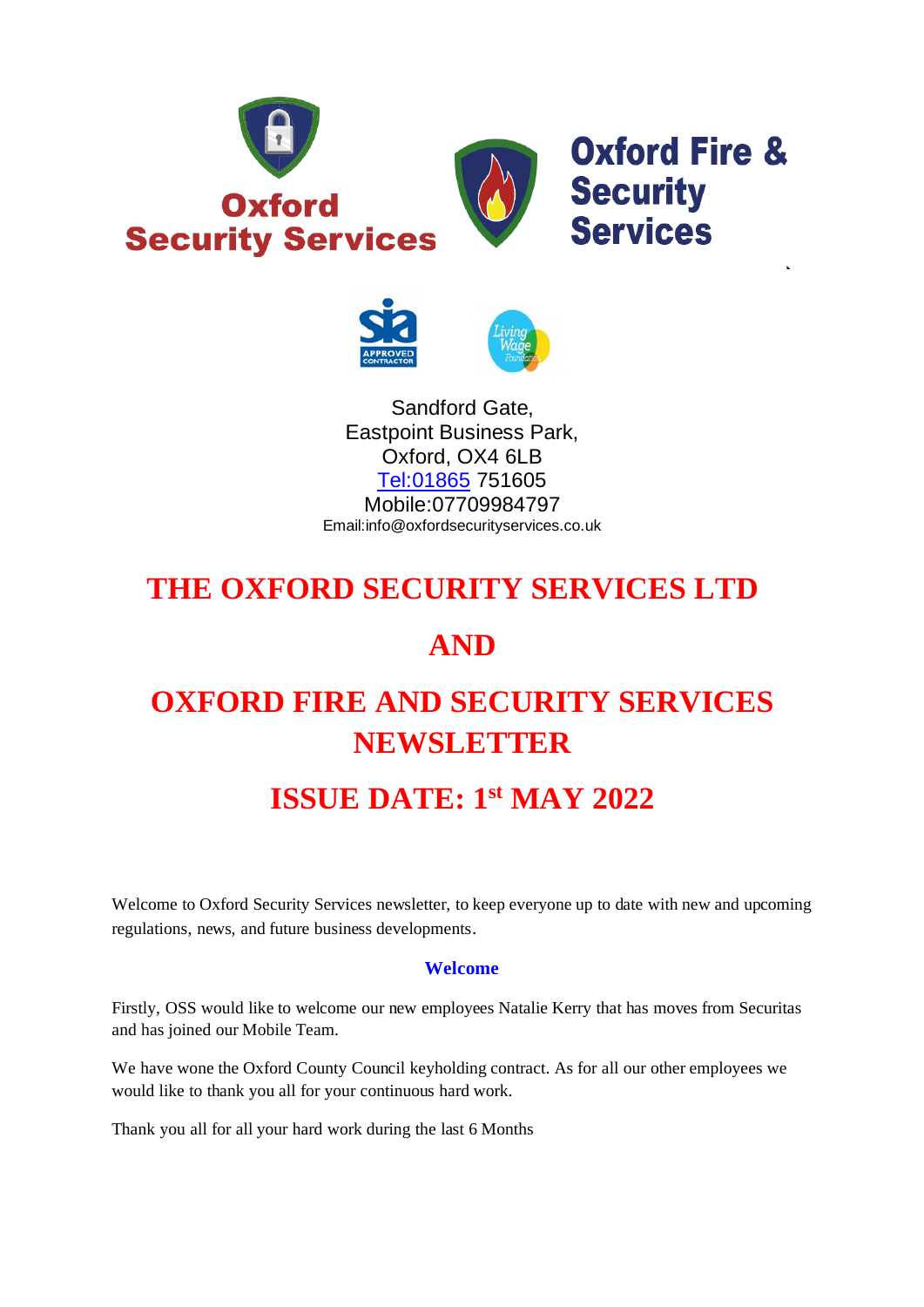Oxford Security Services

Oxford Fire & Security Services

Sandford Gate,
Eastpoint Business Park,
Oxford, OX4 6LB
Tel:01865 751605
Mobile:07709984797
Email:info@oxfordsecurityservices.co.uk

# THE OXFORD SECURITY SERVICES LTD

# AND

# OXFORD FIRE AND SECURITY SERVICES NEWSLETTER

# ISSUE DATE: 1st MAY 2022

Welcome to Oxford Security Services newsletter, to keep everyone up to date with new and upcoming regulations, news, and future business developments.

## Welcome

Firstly, OSS would like to welcome our new employees Natalie Kerry that has moves from Securitas and has joined our Mobile Team.

We have wone the Oxford County Council keyholding contract. As for all our other employees we would like to thank you all for your continuous hard work.

Thank you all for all your hard work during the last 6 Months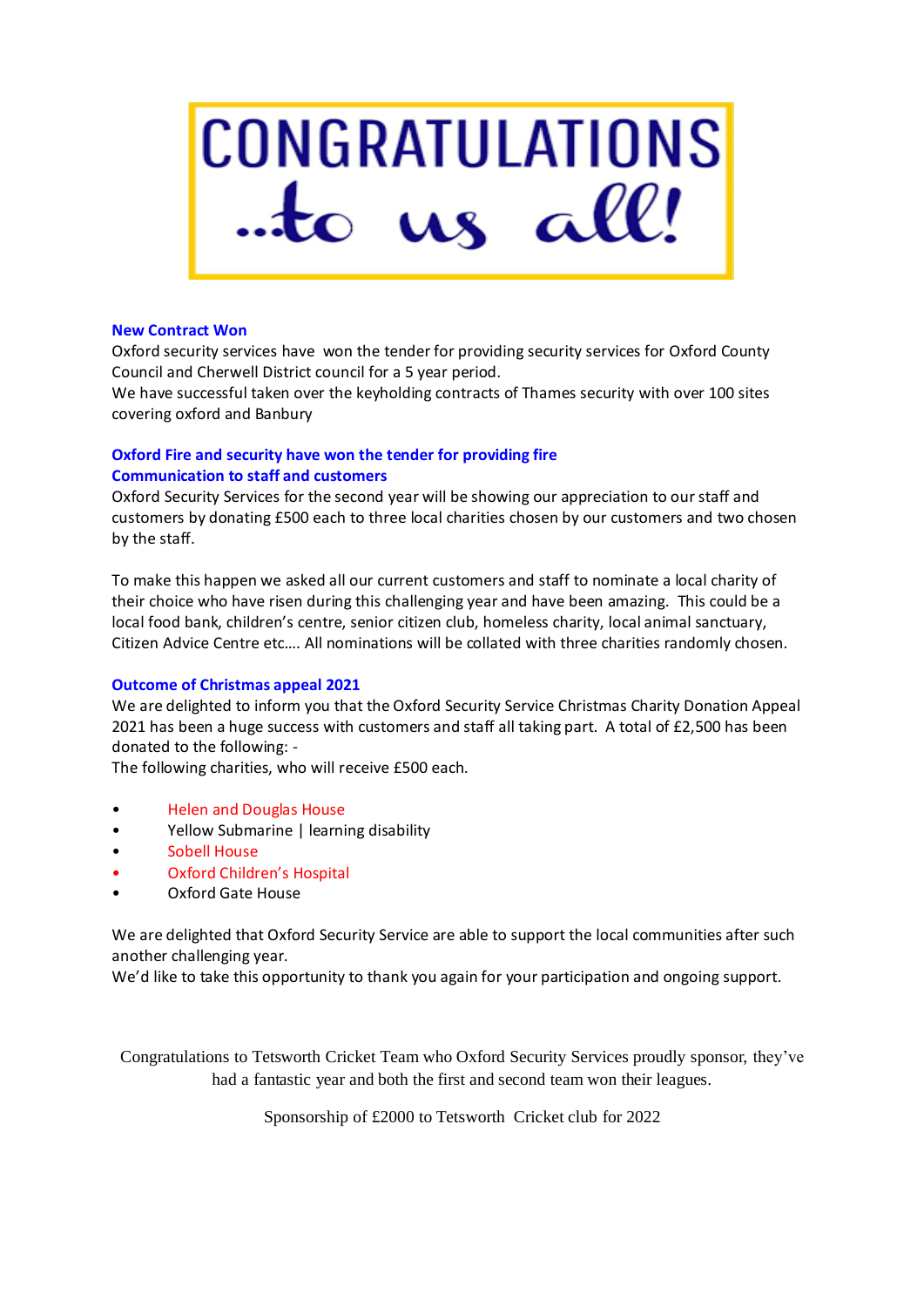# CONGRATULATIONS ..to us all!

**New Contract Won**

Oxford security services have  won the tender for providing security services for Oxford County Council and Cherwell District council for a 5 year period.
We have successful taken over the keyholding contracts of Thames security with over 100 sites covering oxford and Banbury

**Oxford Fire and security have won the tender for providing fire**
**Communication to staff and customers**

Oxford Security Services for the second year will be showing our appreciation to our staff and customers by donating £500 each to three local charities chosen by our customers and two chosen by the staff.

To make this happen we asked all our current customers and staff to nominate a local charity of their choice who have risen during this challenging year and have been amazing.  This could be a local food bank, children's centre, senior citizen club, homeless charity, local animal sanctuary, Citizen Advice Centre etc…. All nominations will be collated with three charities randomly chosen.

**Outcome of Christmas appeal 2021**

We are delighted to inform you that the Oxford Security Service Christmas Charity Donation Appeal 2021 has been a huge success with customers and staff all taking part.  A total of £2,500 has been donated to the following: -
The following charities, who will receive £500 each.

- Helen and Douglas House
- Yellow Submarine | learning disability
- Sobell House
- Oxford Children's Hospital
- Oxford Gate House

We are delighted that Oxford Security Service are able to support the local communities after such another challenging year.
We'd like to take this opportunity to thank you again for your participation and ongoing support.

Congratulations to Tetsworth Cricket Team who Oxford Security Services proudly sponsor, they've had a fantastic year and both the first and second team won their leagues.

Sponsorship of £2000 to Tetsworth  Cricket club for 2022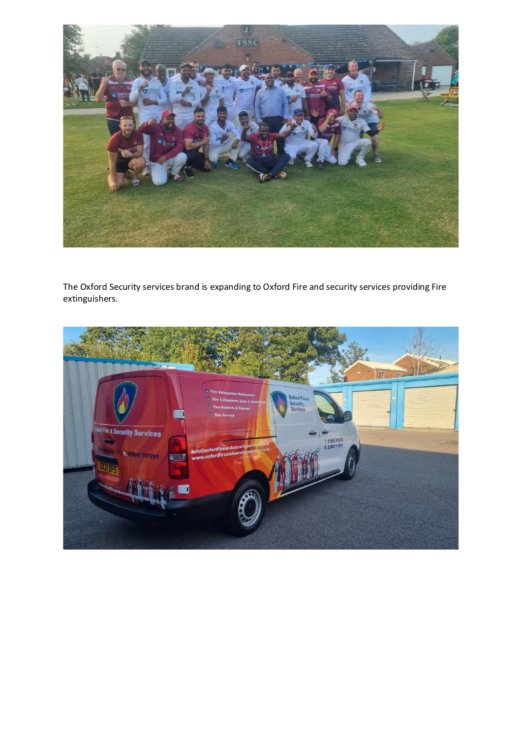The Oxford Security services brand is expanding to Oxford Fire and security services providing Fire extinguishers.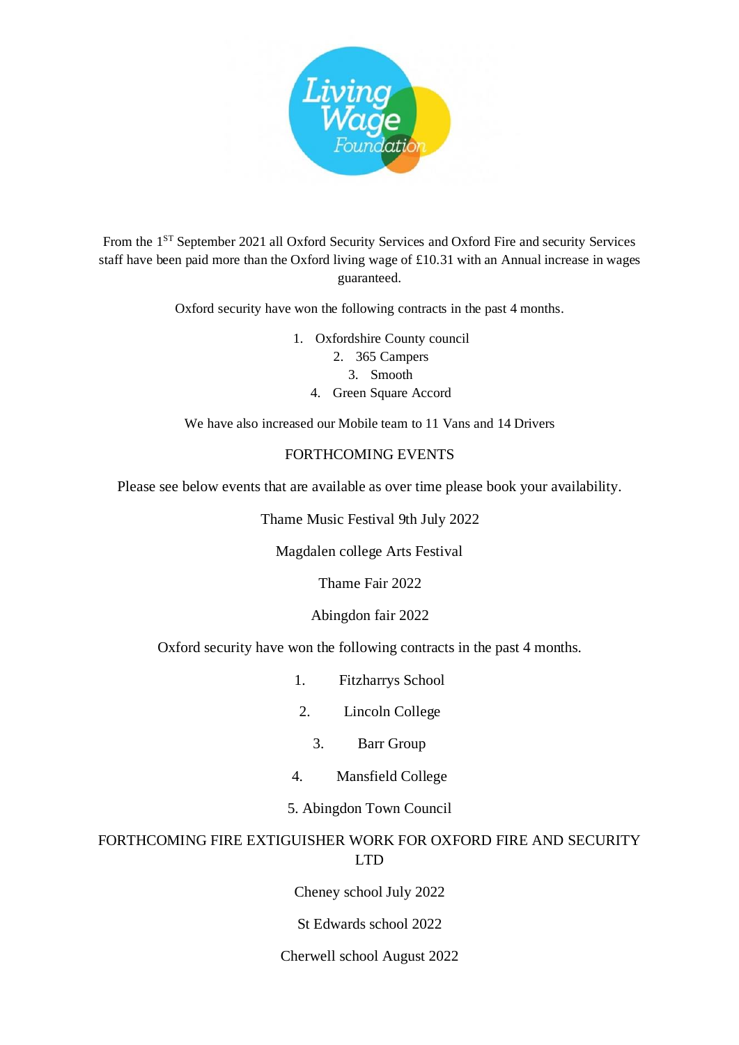From the 1ST September 2021 all Oxford Security Services and Oxford Fire and security Services staff have been paid more than the Oxford living wage of £10.31 with an Annual increase in wages guaranteed.

Oxford security have won the following contracts in the past 4 months.

1. Oxfordshire County council
2. 365 Campers
3. Smooth
4. Green Square Accord

We have also increased our Mobile team to 11 Vans and 14 Drivers

FORTHCOMING EVENTS

Please see below events that are available as over time please book your availability.

Thame Music Festival 9th July 2022

Magdalen college Arts Festival

Thame Fair 2022

Abingdon fair 2022

Oxford security have won the following contracts in the past 4 months.

1. Fitzharrys School
2. Lincoln College
3. Barr Group
4. Mansfield College
5. Abingdon Town Council

FORTHCOMING FIRE EXTIGUISHER WORK FOR OXFORD FIRE AND SECURITY LTD

Cheney school July 2022

St Edwards school 2022

Cherwell school August 2022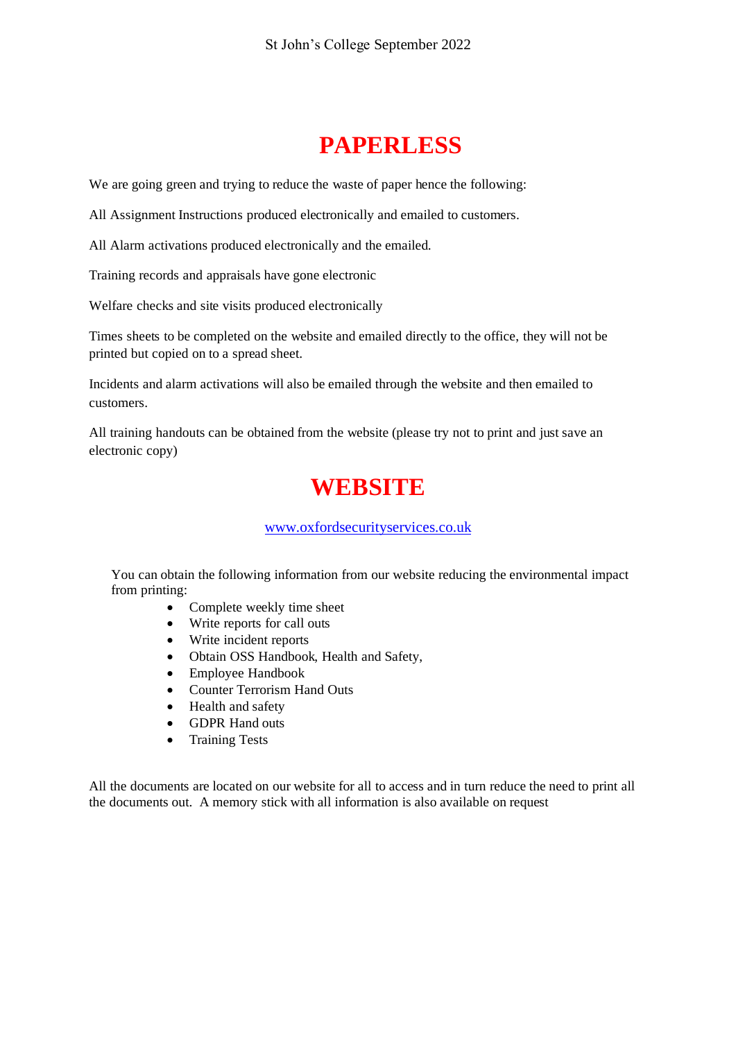# PAPERLESS

We are going green and trying to reduce the waste of paper hence the following:

All Assignment Instructions produced electronically and emailed to customers.

All Alarm activations produced electronically and the emailed.

Training records and appraisals have gone electronic

Welfare checks and site visits produced electronically

Times sheets to be completed on the website and emailed directly to the office, they will not be printed but copied on to a spread sheet.

Incidents and alarm activations will also be emailed through the website and then emailed to customers.

All training handouts can be obtained from the website (please try not to print and just save an electronic copy)

# WEBSITE

[www.oxfordsecurityservices.co.uk](http://www.oxfordsecurityservices.co.uk)

You can obtain the following information from our website reducing the environmental impact from printing:

- Complete weekly time sheet
- Write reports for call outs
- Write incident reports
- Obtain OSS Handbook, Health and Safety,
- Employee Handbook
- Counter Terrorism Hand Outs
- Health and safety
- GDPR Hand outs
- Training Tests

All the documents are located on our website for all to access and in turn reduce the need to print all the documents out. A memory stick with all information is also available on request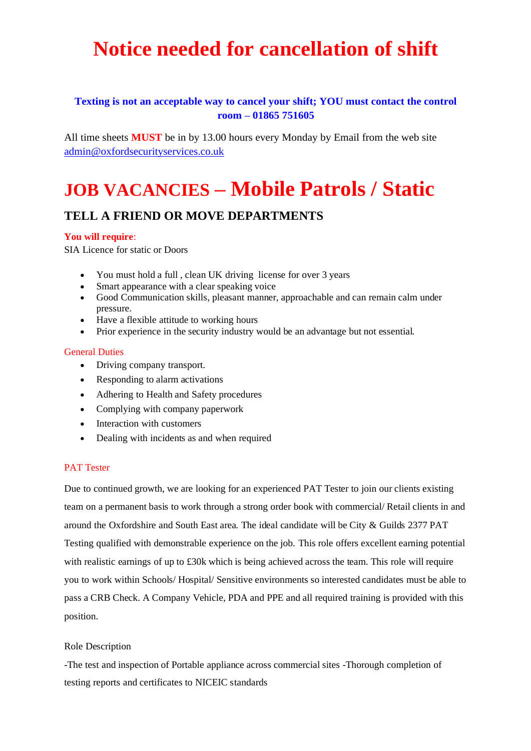# Notice needed for cancellation of shift

**Texting is not an acceptable way to cancel your shift; YOU must contact the control room – 01865 751605**

All time sheets **MUST** be in by 13.00 hours every Monday by Email from the web site admin@oxfordsecurityservices.co.uk

# JOB VACANCIES – Mobile Patrols / Static

## TELL A FRIEND OR MOVE DEPARTMENTS

**You will require**:

SIA Licence for static or Doors

- You must hold a full , clean UK driving license for over 3 years
- Smart appearance with a clear speaking voice
- Good Communication skills, pleasant manner, approachable and can remain calm under pressure.
- Have a flexible attitude to working hours
- Prior experience in the security industry would be an advantage but not essential.

General Duties

- Driving company transport.
- Responding to alarm activations
- Adhering to Health and Safety procedures
- Complying with company paperwork
- Interaction with customers
- Dealing with incidents as and when required

PAT Tester

Due to continued growth, we are looking for an experienced PAT Tester to join our clients existing team on a permanent basis to work through a strong order book with commercial/ Retail clients in and around the Oxfordshire and South East area. The ideal candidate will be City & Guilds 2377 PAT Testing qualified with demonstrable experience on the job. This role offers excellent earning potential with realistic earnings of up to £30k which is being achieved across the team. This role will require you to work within Schools/ Hospital/ Sensitive environments so interested candidates must be able to pass a CRB Check. A Company Vehicle, PDA and PPE and all required training is provided with this position.

Role Description

-The test and inspection of Portable appliance across commercial sites -Thorough completion of testing reports and certificates to NICEIC standards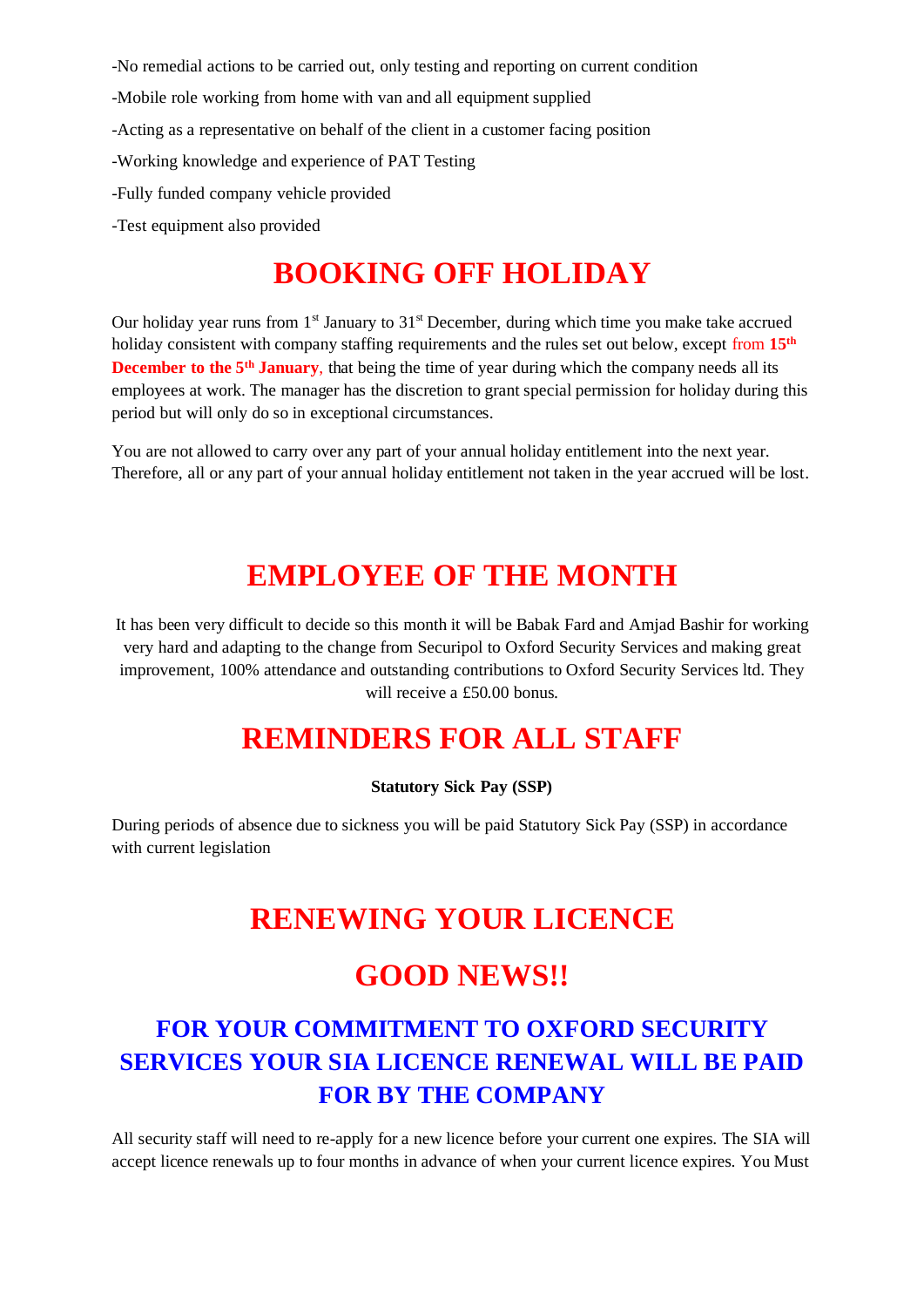-No remedial actions to be carried out, only testing and reporting on current condition

-Mobile role working from home with van and all equipment supplied

-Acting as a representative on behalf of the client in a customer facing position

-Working knowledge and experience of PAT Testing

-Fully funded company vehicle provided

-Test equipment also provided

# BOOKING OFF HOLIDAY

Our holiday year runs from 1st January to 31st December, during which time you make take accrued holiday consistent with company staffing requirements and the rules set out below, except from **15th December to the 5th January**, that being the time of year during which the company needs all its employees at work. The manager has the discretion to grant special permission for holiday during this period but will only do so in exceptional circumstances.

You are not allowed to carry over any part of your annual holiday entitlement into the next year. Therefore, all or any part of your annual holiday entitlement not taken in the year accrued will be lost.

# EMPLOYEE OF THE MONTH

It has been very difficult to decide so this month it will be Babak Fard and Amjad Bashir for working very hard and adapting to the change from Securipol to Oxford Security Services and making great improvement, 100% attendance and outstanding contributions to Oxford Security Services ltd. They will receive a £50.00 bonus.

# REMINDERS FOR ALL STAFF

**Statutory Sick Pay (SSP)**

During periods of absence due to sickness you will be paid Statutory Sick Pay (SSP) in accordance with current legislation

# RENEWING YOUR LICENCE

# GOOD NEWS!!

## FOR YOUR COMMITMENT TO OXFORD SECURITY SERVICES YOUR SIA LICENCE RENEWAL WILL BE PAID FOR BY THE COMPANY

All security staff will need to re-apply for a new licence before your current one expires. The SIA will accept licence renewals up to four months in advance of when your current licence expires. You Must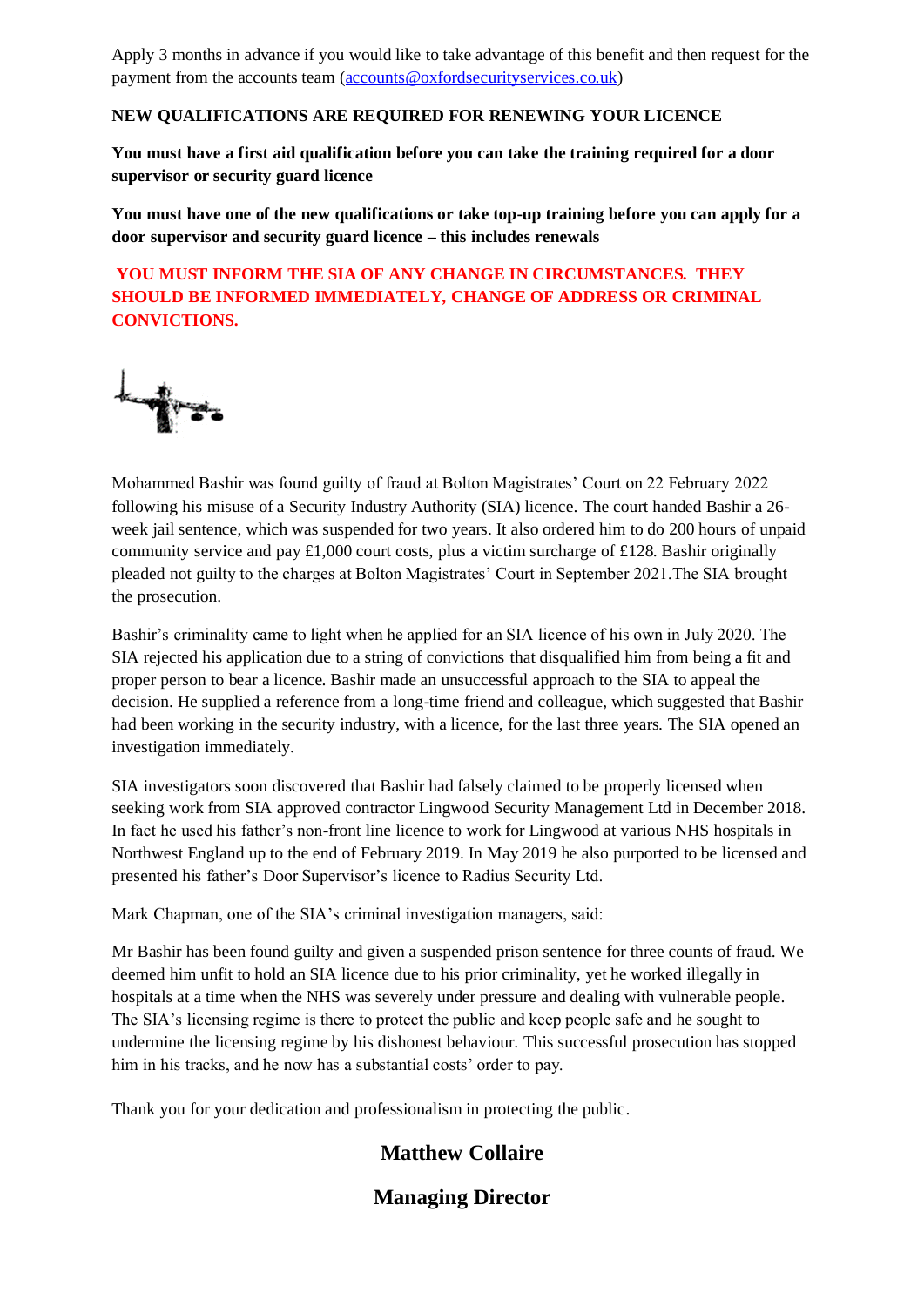Apply 3 months in advance if you would like to take advantage of this benefit and then request for the payment from the accounts team (accounts@oxfordsecurityservices.co.uk)

**NEW QUALIFICATIONS ARE REQUIRED FOR RENEWING YOUR LICENCE**

**You must have a first aid qualification before you can take the training required for a door supervisor or security guard licence**

**You must have one of the new qualifications or take top-up training before you can apply for a door supervisor and security guard licence – this includes renewals**

**YOU MUST INFORM THE SIA OF ANY CHANGE IN CIRCUMSTANCES. THEY SHOULD BE INFORMED IMMEDIATELY, CHANGE OF ADDRESS OR CRIMINAL CONVICTIONS.**

Mohammed Bashir was found guilty of fraud at Bolton Magistrates' Court on 22 February 2022 following his misuse of a Security Industry Authority (SIA) licence. The court handed Bashir a 26-week jail sentence, which was suspended for two years. It also ordered him to do 200 hours of unpaid community service and pay £1,000 court costs, plus a victim surcharge of £128. Bashir originally pleaded not guilty to the charges at Bolton Magistrates' Court in September 2021.The SIA brought the prosecution.

Bashir's criminality came to light when he applied for an SIA licence of his own in July 2020. The SIA rejected his application due to a string of convictions that disqualified him from being a fit and proper person to bear a licence. Bashir made an unsuccessful approach to the SIA to appeal the decision. He supplied a reference from a long-time friend and colleague, which suggested that Bashir had been working in the security industry, with a licence, for the last three years. The SIA opened an investigation immediately.

SIA investigators soon discovered that Bashir had falsely claimed to be properly licensed when seeking work from SIA approved contractor Lingwood Security Management Ltd in December 2018. In fact he used his father's non-front line licence to work for Lingwood at various NHS hospitals in Northwest England up to the end of February 2019. In May 2019 he also purported to be licensed and presented his father's Door Supervisor's licence to Radius Security Ltd.

Mark Chapman, one of the SIA's criminal investigation managers, said:

Mr Bashir has been found guilty and given a suspended prison sentence for three counts of fraud. We deemed him unfit to hold an SIA licence due to his prior criminality, yet he worked illegally in hospitals at a time when the NHS was severely under pressure and dealing with vulnerable people. The SIA's licensing regime is there to protect the public and keep people safe and he sought to undermine the licensing regime by his dishonest behaviour. This successful prosecution has stopped him in his tracks, and he now has a substantial costs' order to pay.

Thank you for your dedication and professionalism in protecting the public.

**Matthew Collaire**

**Managing Director**